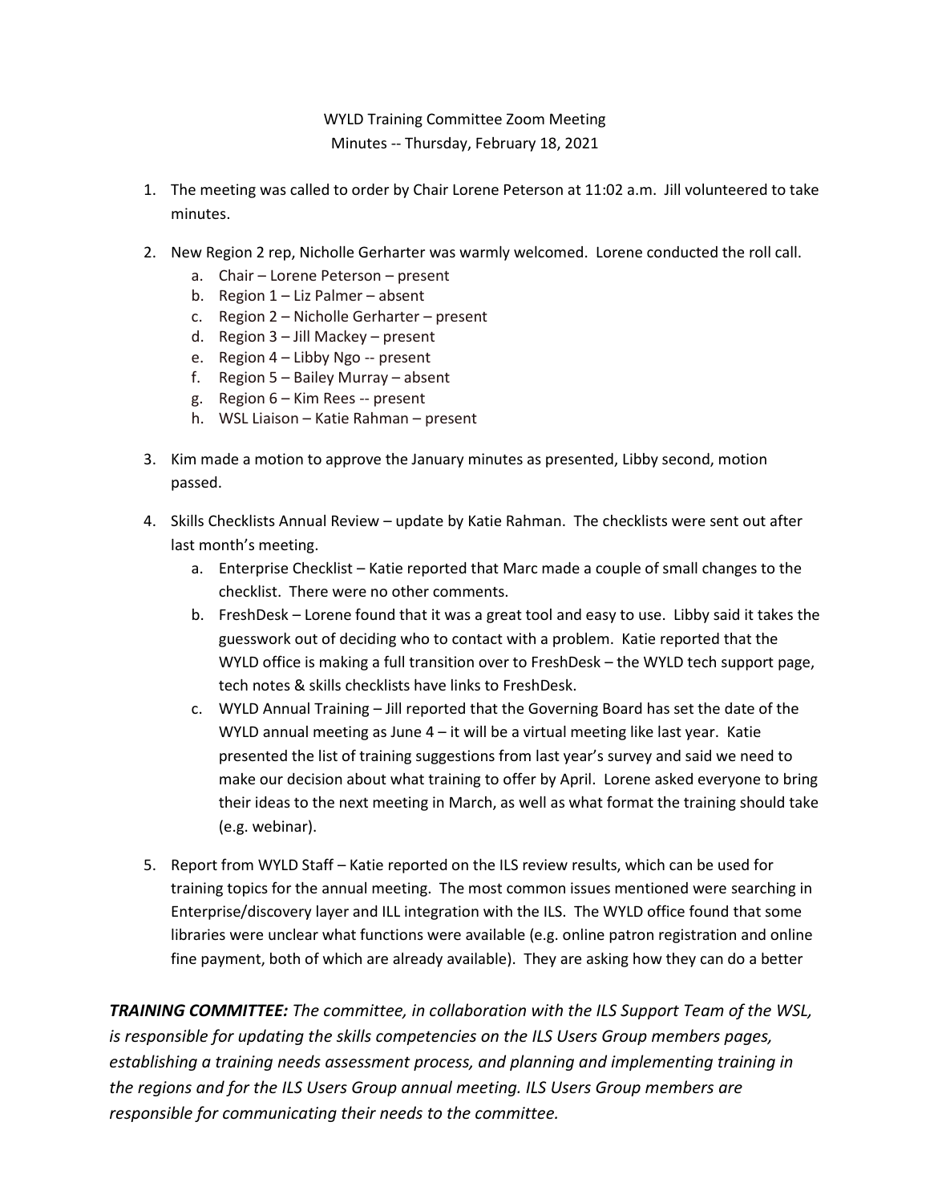WYLD Training Committee Zoom Meeting

Minutes -- Thursday, February 18, 2021

1. The meeting was called to order by Chair Lorene Peterson at 11:02 a.m. Jill volunteered to take minutes.

2. New Region 2 rep, Nicholle Gerharter was warmly welcomed. Lorene conducted the roll call.
   a. Chair – Lorene Peterson – present
   b. Region 1 – Liz Palmer – absent
   c. Region 2 – Nicholle Gerharter – present
   d. Region 3 – Jill Mackey – present
   e. Region 4 – Libby Ngo -- present
   f. Region 5 – Bailey Murray – absent
   g. Region 6 – Kim Rees -- present
   h. WSL Liaison – Katie Rahman – present

3. Kim made a motion to approve the January minutes as presented, Libby second, motion passed.

4. Skills Checklists Annual Review – update by Katie Rahman. The checklists were sent out after last month's meeting.
   a. Enterprise Checklist – Katie reported that Marc made a couple of small changes to the checklist. There were no other comments.
   b. FreshDesk – Lorene found that it was a great tool and easy to use. Libby said it takes the guesswork out of deciding who to contact with a problem. Katie reported that the WYLD office is making a full transition over to FreshDesk – the WYLD tech support page, tech notes & skills checklists have links to FreshDesk.
   c. WYLD Annual Training – Jill reported that the Governing Board has set the date of the WYLD annual meeting as June 4 – it will be a virtual meeting like last year. Katie presented the list of training suggestions from last year's survey and said we need to make our decision about what training to offer by April. Lorene asked everyone to bring their ideas to the next meeting in March, as well as what format the training should take (e.g. webinar).

5. Report from WYLD Staff – Katie reported on the ILS review results, which can be used for training topics for the annual meeting. The most common issues mentioned were searching in Enterprise/discovery layer and ILL integration with the ILS. The WYLD office found that some libraries were unclear what functions were available (e.g. online patron registration and online fine payment, both of which are already available). They are asking how they can do a better

***TRAINING COMMITTEE:*** *The committee, in collaboration with the ILS Support Team of the WSL, is responsible for updating the skills competencies on the ILS Users Group members pages, establishing a training needs assessment process, and planning and implementing training in the regions and for the ILS Users Group annual meeting. ILS Users Group members are responsible for communicating their needs to the committee.*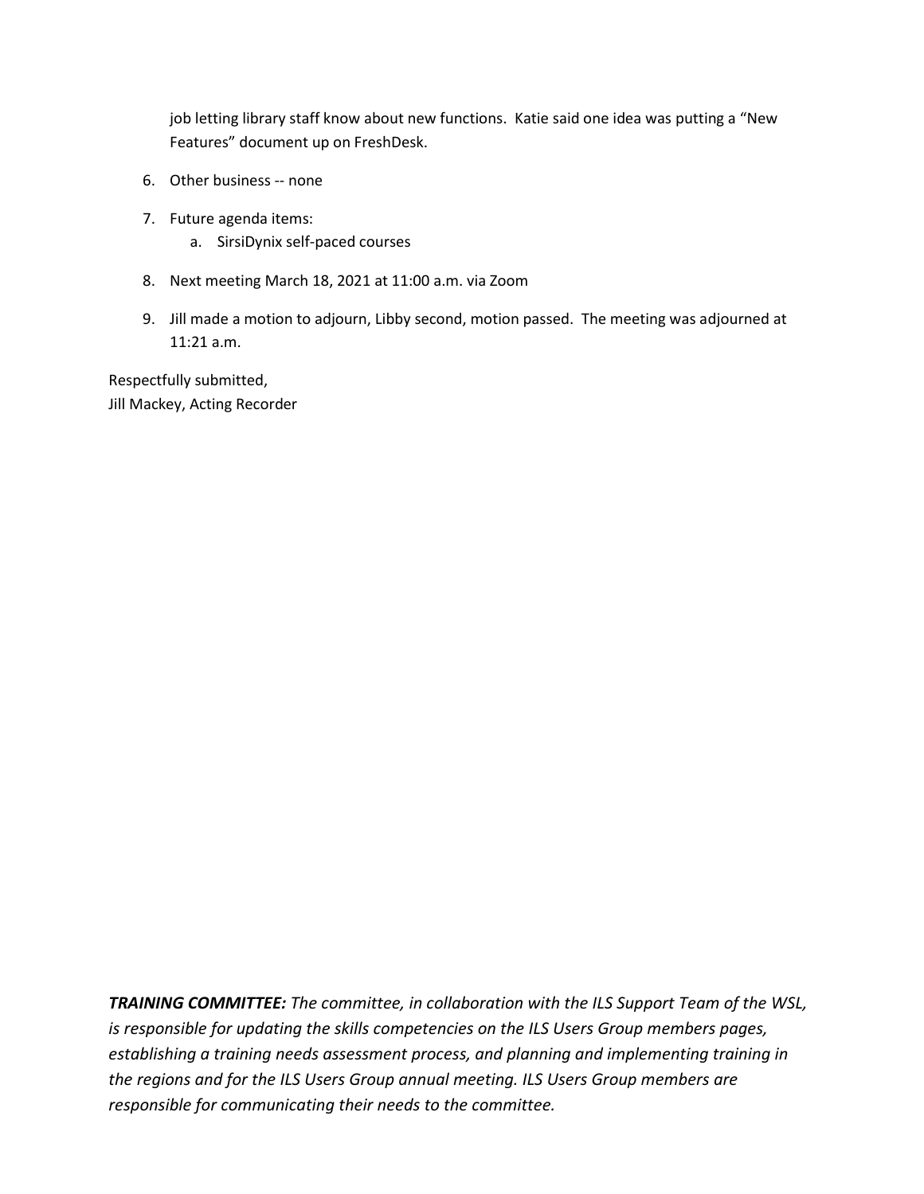job letting library staff know about new functions. Katie said one idea was putting a "New Features" document up on FreshDesk.

6. Other business -- none

7. Future agenda items:
   a. SirsiDynix self-paced courses

8. Next meeting March 18, 2021 at 11:00 a.m. via Zoom

9. Jill made a motion to adjourn, Libby second, motion passed. The meeting was adjourned at 11:21 a.m.

Respectfully submitted,
Jill Mackey, Acting Recorder

***TRAINING COMMITTEE:*** *The committee, in collaboration with the ILS Support Team of the WSL, is responsible for updating the skills competencies on the ILS Users Group members pages, establishing a training needs assessment process, and planning and implementing training in the regions and for the ILS Users Group annual meeting. ILS Users Group members are responsible for communicating their needs to the committee.*